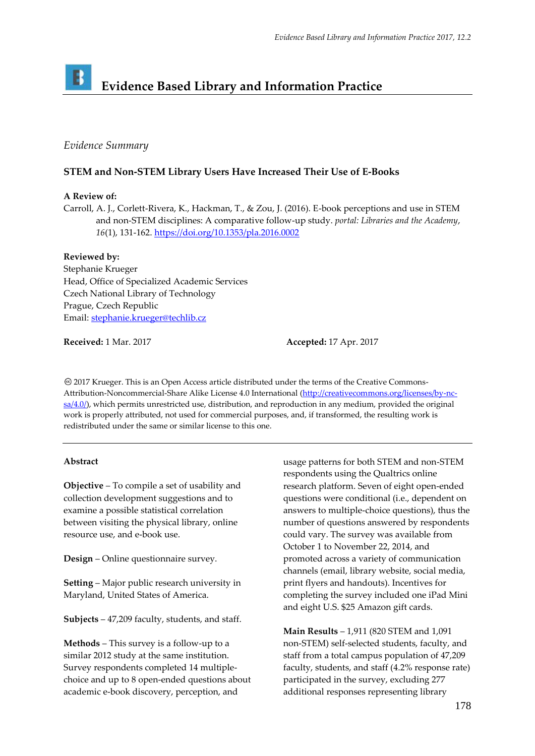# Evidence Based Library and Information Practice

*Evidence Summary*

## STEM and Non-STEM Library Users Have Increased Their Use of E-Books

**A Review of:**

Carroll, A. J., Corlett-Rivera, K., Hackman, T., & Zou, J. (2016). E-book perceptions and use in STEM and non-STEM disciplines: A comparative follow-up study. *portal: Libraries and the Academy*, *16*(1), 131-162. https://doi.org/10.1353/pla.2016.0002

**Reviewed by:**

Stephanie Krueger
Head, Office of Specialized Academic Services
Czech National Library of Technology
Prague, Czech Republic
Email: stephanie.krueger@techlib.cz

**Received:** 1 Mar. 2017 **Accepted:** 17 Apr. 2017

© 2017 Krueger. This is an Open Access article distributed under the terms of the Creative Commons-Attribution-Noncommercial-Share Alike License 4.0 International (http://creativecommons.org/licenses/by-nc-sa/4.0/), which permits unrestricted use, distribution, and reproduction in any medium, provided the original work is properly attributed, not used for commercial purposes, and, if transformed, the resulting work is redistributed under the same or similar license to this one.

---

### Abstract

**Objective** – To compile a set of usability and collection development suggestions and to examine a possible statistical correlation between visiting the physical library, online resource use, and e-book use.

**Design** – Online questionnaire survey.

**Setting** – Major public research university in Maryland, United States of America.

**Subjects** – 47,209 faculty, students, and staff.

**Methods** – This survey is a follow-up to a similar 2012 study at the same institution. Survey respondents completed 14 multiple-choice and up to 8 open-ended questions about academic e-book discovery, perception, and usage patterns for both STEM and non-STEM respondents using the Qualtrics online research platform. Seven of eight open-ended questions were conditional (i.e., dependent on answers to multiple-choice questions), thus the number of questions answered by respondents could vary. The survey was available from October 1 to November 22, 2014, and promoted across a variety of communication channels (email, library website, social media, print flyers and handouts). Incentives for completing the survey included one iPad Mini and eight U.S. $25 Amazon gift cards.

**Main Results** – 1,911 (820 STEM and 1,091 non-STEM) self-selected students, faculty, and staff from a total campus population of 47,209 faculty, students, and staff (4.2% response rate) participated in the survey, excluding 277 additional responses representing library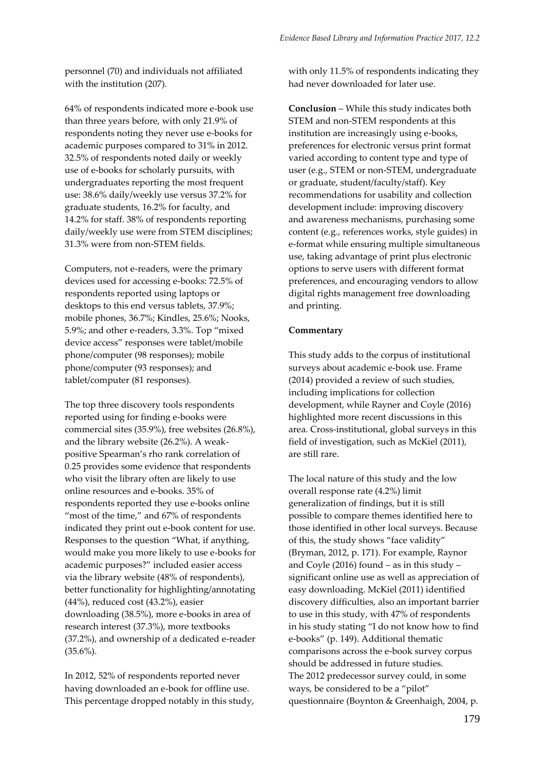personnel (70) and individuals not affiliated with the institution (207).

64% of respondents indicated more e-book use than three years before, with only 21.9% of respondents noting they never use e-books for academic purposes compared to 31% in 2012. 32.5% of respondents noted daily or weekly use of e-books for scholarly pursuits, with undergraduates reporting the most frequent use: 38.6% daily/weekly use versus 37.2% for graduate students, 16.2% for faculty, and 14.2% for staff. 38% of respondents reporting daily/weekly use were from STEM disciplines; 31.3% were from non-STEM fields.

Computers, not e-readers, were the primary devices used for accessing e-books: 72.5% of respondents reported using laptops or desktops to this end versus tablets, 37.9%; mobile phones, 36.7%; Kindles, 25.6%; Nooks, 5.9%; and other e-readers, 3.3%. Top "mixed device access" responses were tablet/mobile phone/computer (98 responses); mobile phone/computer (93 responses); and tablet/computer (81 responses).

The top three discovery tools respondents reported using for finding e-books were commercial sites (35.9%), free websites (26.8%), and the library website (26.2%). A weak-positive Spearman's rho rank correlation of 0.25 provides some evidence that respondents who visit the library often are likely to use online resources and e-books. 35% of respondents reported they use e-books online "most of the time," and 67% of respondents indicated they print out e-book content for use. Responses to the question "What, if anything, would make you more likely to use e-books for academic purposes?" included easier access via the library website (48% of respondents), better functionality for highlighting/annotating (44%), reduced cost (43.2%), easier downloading (38.5%), more e-books in area of research interest (37.3%), more textbooks (37.2%), and ownership of a dedicated e-reader (35.6%).

In 2012, 52% of respondents reported never having downloaded an e-book for offline use. This percentage dropped notably in this study, with only 11.5% of respondents indicating they had never downloaded for later use.

**Conclusion** – While this study indicates both STEM and non-STEM respondents at this institution are increasingly using e-books, preferences for electronic versus print format varied according to content type and type of user (e.g., STEM or non-STEM, undergraduate or graduate, student/faculty/staff). Key recommendations for usability and collection development include: improving discovery and awareness mechanisms, purchasing some content (e.g., references works, style guides) in e-format while ensuring multiple simultaneous use, taking advantage of print plus electronic options to serve users with different format preferences, and encouraging vendors to allow digital rights management free downloading and printing.

**Commentary**

This study adds to the corpus of institutional surveys about academic e-book use. Frame (2014) provided a review of such studies, including implications for collection development, while Rayner and Coyle (2016) highlighted more recent discussions in this area. Cross-institutional, global surveys in this field of investigation, such as McKiel (2011), are still rare.

The local nature of this study and the low overall response rate (4.2%) limit generalization of findings, but it is still possible to compare themes identified here to those identified in other local surveys. Because of this, the study shows "face validity" (Bryman, 2012, p. 171). For example, Raynor and Coyle (2016) found – as in this study – significant online use as well as appreciation of easy downloading. McKiel (2011) identified discovery difficulties, also an important barrier to use in this study, with 47% of respondents in his study stating "I do not know how to find e-books" (p. 149). Additional thematic comparisons across the e-book survey corpus should be addressed in future studies.
The 2012 predecessor survey could, in some ways, be considered to be a "pilot" questionnaire (Boynton & Greenhaigh, 2004, p.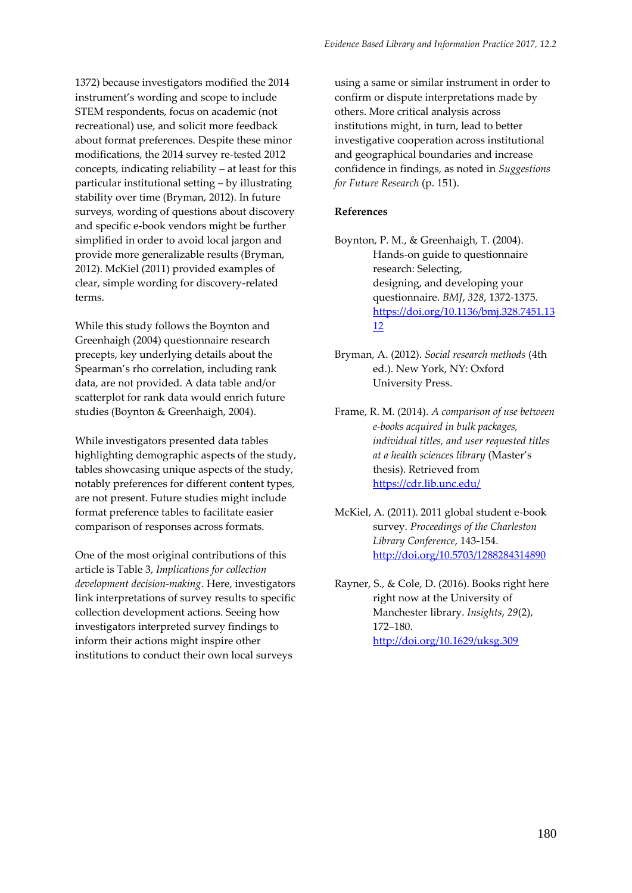1372) because investigators modified the 2014 instrument's wording and scope to include STEM respondents, focus on academic (not recreational) use, and solicit more feedback about format preferences. Despite these minor modifications, the 2014 survey re-tested 2012 concepts, indicating reliability – at least for this particular institutional setting – by illustrating stability over time (Bryman, 2012). In future surveys, wording of questions about discovery and specific e-book vendors might be further simplified in order to avoid local jargon and provide more generalizable results (Bryman, 2012). McKiel (2011) provided examples of clear, simple wording for discovery-related terms.

While this study follows the Boynton and Greenhaigh (2004) questionnaire research precepts, key underlying details about the Spearman's rho correlation, including rank data, are not provided. A data table and/or scatterplot for rank data would enrich future studies (Boynton & Greenhaigh, 2004).

While investigators presented data tables highlighting demographic aspects of the study, tables showcasing unique aspects of the study, notably preferences for different content types, are not present. Future studies might include format preference tables to facilitate easier comparison of responses across formats.

One of the most original contributions of this article is Table 3, *Implications for collection development decision-making*. Here, investigators link interpretations of survey results to specific collection development actions. Seeing how investigators interpreted survey findings to inform their actions might inspire other institutions to conduct their own local surveys using a same or similar instrument in order to confirm or dispute interpretations made by others. More critical analysis across institutions might, in turn, lead to better investigative cooperation across institutional and geographical boundaries and increase confidence in findings, as noted in *Suggestions for Future Research* (p. 151).

**References**

Boynton, P. M., & Greenhaigh, T. (2004). Hands-on guide to questionnaire research: Selecting, designing, and developing your questionnaire. *BMJ*, *328*, 1372-1375. https://doi.org/10.1136/bmj.328.7451.1312

Bryman, A. (2012). *Social research methods* (4th ed.). New York, NY: Oxford University Press.

Frame, R. M. (2014). *A comparison of use between e-books acquired in bulk packages, individual titles, and user requested titles at a health sciences library* (Master's thesis). Retrieved from https://cdr.lib.unc.edu/

McKiel, A. (2011). 2011 global student e-book survey. *Proceedings of the Charleston Library Conference*, 143-154. http://doi.org/10.5703/1288284314890

Rayner, S., & Cole, D. (2016). Books right here right now at the University of Manchester library. *Insights*, *29*(2), 172–180. http://doi.org/10.1629/uksg.309